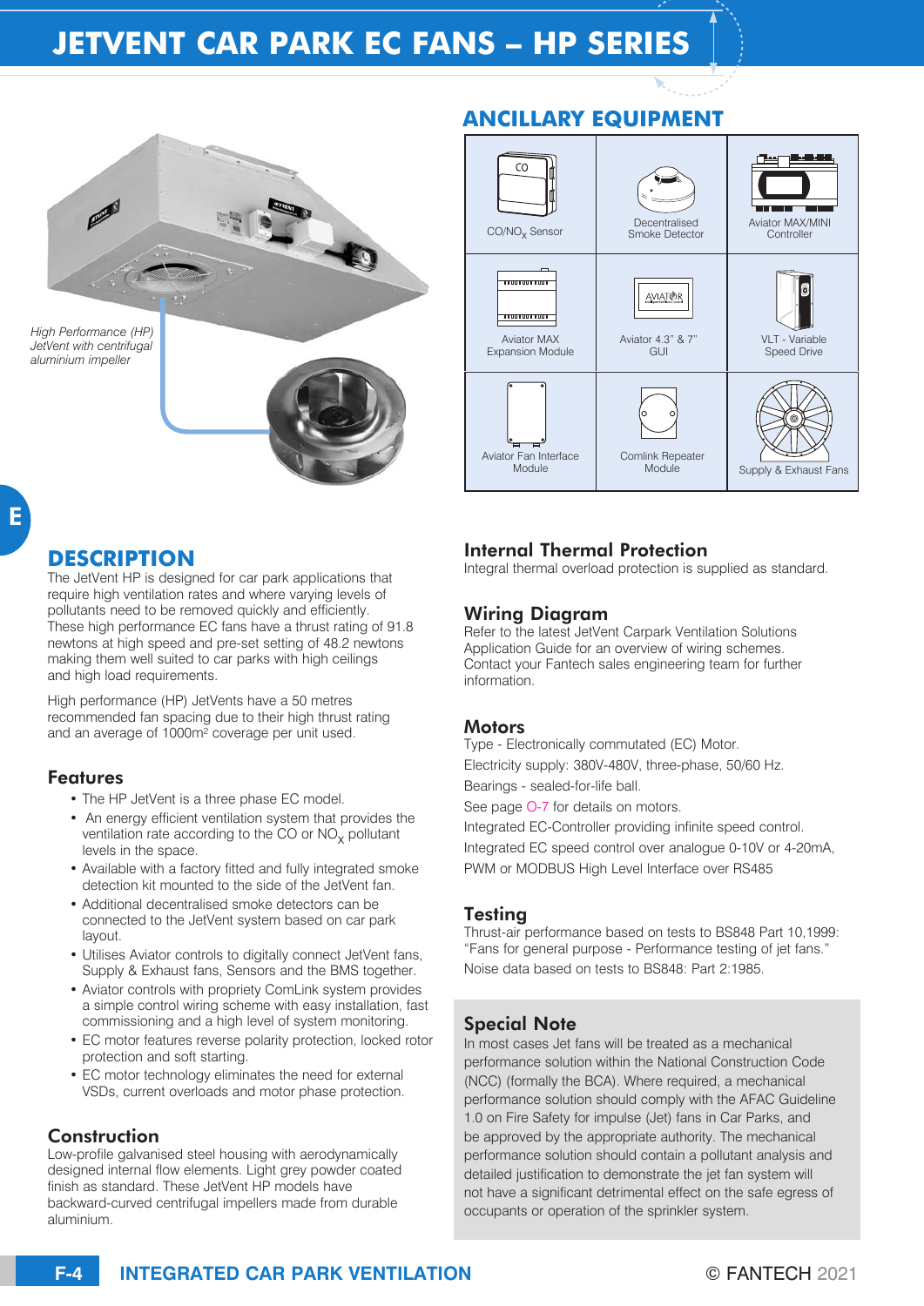# JETVENT CAR PARK EC FANS – HP SERIES

*High Performance (HP) JetVent with centrifugal aluminium impeller*

## ANCILLARY EQUIPMENT

| | | |
|---|---|---|
| $CO/NO_x$ Sensor | Decentralised Smoke Detector | Aviator MAX/MINI Controller |
| Aviator MAX Expansion Module | Aviator 4.3" & 7" GUI | VLT - Variable Speed Drive |
| Aviator Fan Interface Module | Comlink Repeater Module | Supply & Exhaust Fans |

## DESCRIPTION

The JetVent HP is designed for car park applications that require high ventilation rates and where varying levels of pollutants need to be removed quickly and efficiently. These high performance EC fans have a thrust rating of 91.8 newtons at high speed and pre-set setting of 48.2 newtons making them well suited to car parks with high ceilings and high load requirements.

High performance (HP) JetVents have a 50 metres recommended fan spacing due to their high thrust rating and an average of 1000m² coverage per unit used.

### Features

- The HP JetVent is a three phase EC model.
- An energy efficient ventilation system that provides the ventilation rate according to the CO or $NO_x$ pollutant levels in the space.
- Available with a factory fitted and fully integrated smoke detection kit mounted to the side of the JetVent fan.
- Additional decentralised smoke detectors can be connected to the JetVent system based on car park layout.
- Utilises Aviator controls to digitally connect JetVent fans, Supply & Exhaust fans, Sensors and the BMS together.
- Aviator controls with propriety ComLink system provides a simple control wiring scheme with easy installation, fast commissioning and a high level of system monitoring.
- EC motor features reverse polarity protection, locked rotor protection and soft starting.
- EC motor technology eliminates the need for external VSDs, current overloads and motor phase protection.

### Construction

Low-profile galvanised steel housing with aerodynamically designed internal flow elements. Light grey powder coated finish as standard. These JetVent HP models have backward-curved centrifugal impellers made from durable aluminium.

### Internal Thermal Protection

Integral thermal overload protection is supplied as standard.

### Wiring Diagram

Refer to the latest JetVent Carpark Ventilation Solutions Application Guide for an overview of wiring schemes. Contact your Fantech sales engineering team for further information.

### Motors

Type - Electronically commutated (EC) Motor.

Electricity supply: 380V-480V, three-phase, 50/60 Hz.

Bearings - sealed-for-life ball.

See page O-7 for details on motors.

Integrated EC-Controller providing infinite speed control.

Integrated EC speed control over analogue 0-10V or 4-20mA, PWM or MODBUS High Level Interface over RS485

### Testing

Thrust-air performance based on tests to BS848 Part 10,1999: "Fans for general purpose - Performance testing of jet fans."

Noise data based on tests to BS848: Part 2:1985.

### Special Note

In most cases Jet fans will be treated as a mechanical performance solution within the National Construction Code (NCC) (formally the BCA). Where required, a mechanical performance solution should comply with the AFAC Guideline 1.0 on Fire Safety for impulse (Jet) fans in Car Parks, and be approved by the appropriate authority. The mechanical performance solution should contain a pollutant analysis and detailed justification to demonstrate the jet fan system will not have a significant detrimental effect on the safe egress of occupants or operation of the sprinkler system.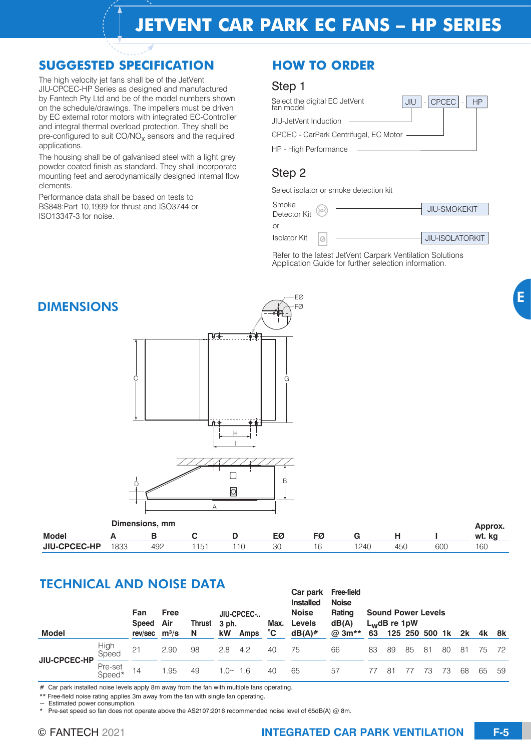# JETVENT CAR PARK EC FANS – HP SERIES

## SUGGESTED SPECIFICATION

The high velocity jet fans shall be of the JetVent JIU-CPCEC-HP Series as designed and manufactured by Fantech Pty Ltd and be of the model numbers shown on the schedule/drawings. The impellers must be driven by EC external rotor motors with integrated EC-Controller and integral thermal overload protection. They shall be pre-configured to suit CO/$NO_X$ sensors and the required applications.

The housing shall be of galvanised steel with a light grey powder coated finish as standard. They shall incorporate mounting feet and aerodynamically designed internal flow elements.

Performance data shall be based on tests to BS848:Part 10,1999 for thrust and ISO3744 or ISO13347-3 for noise.

## HOW TO ORDER

### Step 1

Select the digital EC JetVent fan model: JIU - CPCEC - HP

- JIU-JetVent Induction
- CPCEC - CarPark Centrifugal, EC Motor
- HP - High Performance

### Step 2

Select isolator or smoke detection kit

- Smoke Detector Kit — JIU-SMOKEKIT

or

- Isolator Kit — JIU-ISOLATORKIT

Refer to the latest JetVent Carpark Ventilation Solutions Application Guide for further selection information.

## DIMENSIONS

EØ
FØ
C
G
H
I
D
B
A

| Model | A | B | C | D | EØ | FØ | G | H | I | Approx. wt. kg |
|---|---|---|---|---|---|---|---|---|---|---|
| | Dimensions, mm | | | | | | | | | |
| JIU-CPCEC-HP | 1833 | 492 | 1151 | 110 | 30 | 16 | 1240 | 450 | 600 | 160 |

## TECHNICAL AND NOISE DATA

| Model | | Fan Speed rev/sec | Free Air $m^3/s$ | Thrust N | JIU-CPCEC-.. 3 ph. kW | Amps | Max. °C | Car park Installed Noise Levels dB(A)# | Free-field Noise Rating dB(A) @ 3m** | Sound Power Levels $L_W$dB re 1pW 63 | 125 | 250 | 500 | 1k | 2k | 4k | 8k |
|---|---|---|---|---|---|---|---|---|---|---|---|---|---|---|---|---|---|
| JIU-CPCEC-HP | High Speed | 21 | 2.90 | 98 | 2.8 | 4.2 | 40 | 75 | 66 | 83 | 89 | 85 | 81 | 80 | 81 | 75 | 72 |
| | Pre-set Speed* | 14 | 1.95 | 49 | 1.0~ | 1.6 | 40 | 65 | 57 | 77 | 81 | 77 | 73 | 73 | 68 | 65 | 59 |

\# Car park installed noise levels apply 8m away from the fan with multiple fans operating.
** Free-field noise rating applies 3m away from the fan with single fan operating.
~ Estimated power consumption.
\* Pre-set speed so fan does not operate above the AS2107:2016 recommended noise level of 65dB(A) @ 8m.